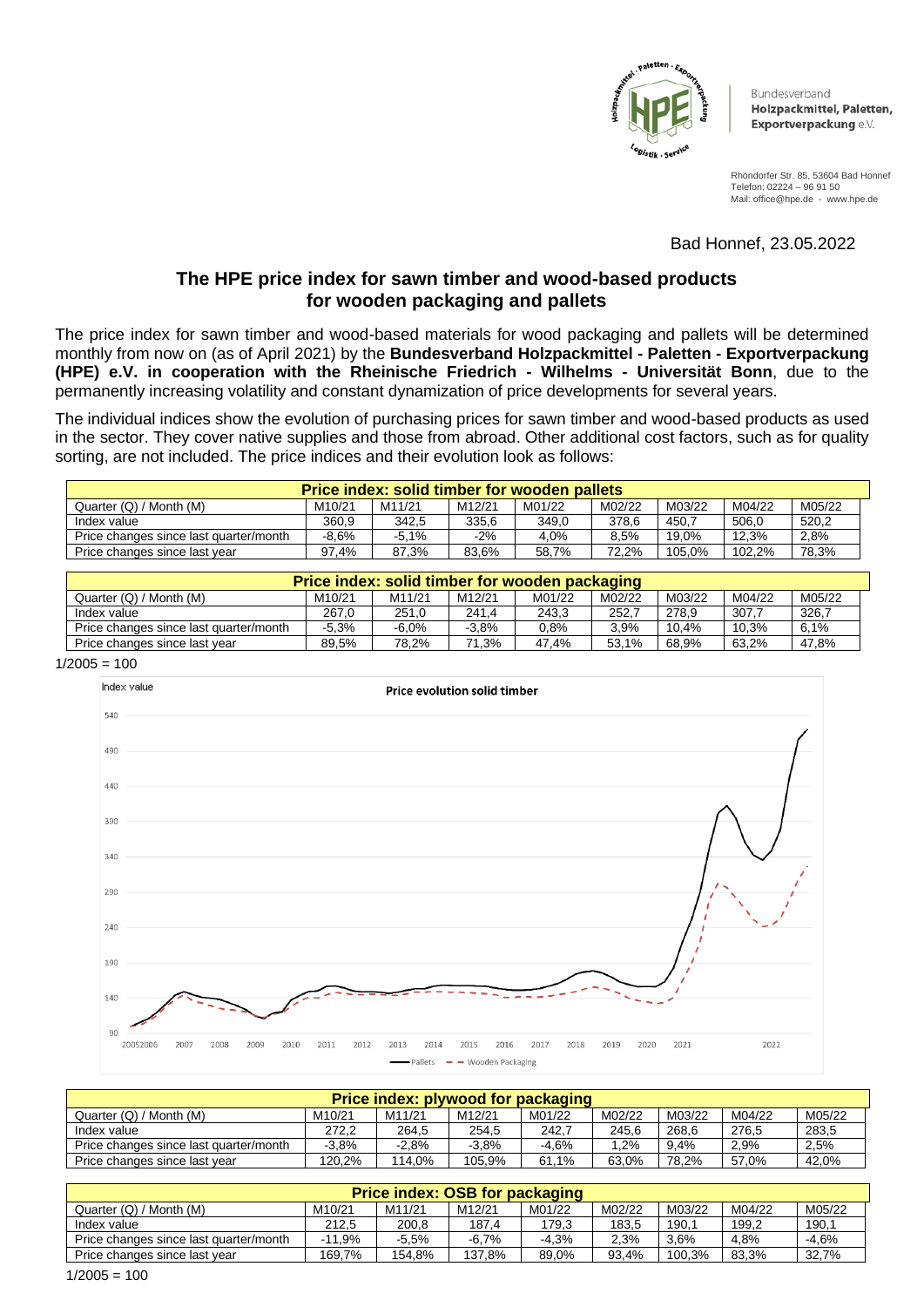Bundesverband **Holzpackmittel, Paletten, Exportverpackung** e.V.

Rhöndorfer Str. 85, 53604 Bad Honnef
Telefon: 02224 – 96 91 50
Mail: office@hpe.de - www.hpe.de

Bad Honnef, 23.05.2022

## The HPE price index for sawn timber and wood-based products for wooden packaging and pallets

The price index for sawn timber and wood-based materials for wood packaging and pallets will be determined monthly from now on (as of April 2021) by the **Bundesverband Holzpackmittel - Paletten - Exportverpackung (HPE) e.V. in cooperation with the Rheinische Friedrich - Wilhelms - Universität Bonn**, due to the permanently increasing volatility and constant dynamization of price developments for several years.

The individual indices show the evolution of purchasing prices for sawn timber and wood-based products as used in the sector. They cover native supplies and those from abroad. Other additional cost factors, such as for quality sorting, are not included. The price indices and their evolution look as follows:

| Price index: solid timber for wooden pallets | | | | | | | | |
|---|---|---|---|---|---|---|---|---|
| Quarter (Q) / Month (M) | M10/21 | M11/21 | M12/21 | M01/22 | M02/22 | M03/22 | M04/22 | M05/22 |
| Index value | 360,9 | 342,5 | 335,6 | 349,0 | 378,6 | 450,7 | 506,0 | 520,2 |
| Price changes since last quarter/month | -8,6% | -5,1% | -2% | 4,0% | 8,5% | 19,0% | 12,3% | 2,8% |
| Price changes since last year | 97,4% | 87,3% | 83,6% | 58,7% | 72,2% | 105,0% | 102,2% | 78,3% |

| Price index: solid timber for wooden packaging | | | | | | | | |
|---|---|---|---|---|---|---|---|---|
| Quarter (Q) / Month (M) | M10/21 | M11/21 | M12/21 | M01/22 | M02/22 | M03/22 | M04/22 | M05/22 |
| Index value | 267,0 | 251,0 | 241,4 | 243,3 | 252,7 | 278,9 | 307,7 | 326,7 |
| Price changes since last quarter/month | -5,3% | -6,0% | -3,8% | 0,8% | 3,9% | 10,4% | 10,3% | 6,1% |
| Price changes since last year | 89,5% | 78,2% | 71,3% | 47,4% | 53,1% | 68,9% | 63,2% | 47,8% |

1/2005 = 100

| Price index: plywood for packaging | | | | | | | | |
|---|---|---|---|---|---|---|---|---|
| Quarter (Q) / Month (M) | M10/21 | M11/21 | M12/21 | M01/22 | M02/22 | M03/22 | M04/22 | M05/22 |
| Index value | 272,2 | 264,5 | 254,5 | 242,7 | 245,6 | 268,6 | 276,5 | 283,5 |
| Price changes since last quarter/month | -3,8% | -2,8% | -3,8% | -4,6% | 1,2% | 9,4% | 2,9% | 2,5% |
| Price changes since last year | 120,2% | 114,0% | 105,9% | 61,1% | 63,0% | 78,2% | 57,0% | 42,0% |

| Price index: OSB for packaging | | | | | | | | |
|---|---|---|---|---|---|---|---|---|
| Quarter (Q) / Month (M) | M10/21 | M11/21 | M12/21 | M01/22 | M02/22 | M03/22 | M04/22 | M05/22 |
| Index value | 212,5 | 200,8 | 187,4 | 179,3 | 183,5 | 190,1 | 199,2 | 190,1 |
| Price changes since last quarter/month | -11,9% | -5,5% | -6,7% | -4,3% | 2,3% | 3,6% | 4,8% | -4,6% |
| Price changes since last year | 169,7% | 154,8% | 137,8% | 89,0% | 93,4% | 100,3% | 83,3% | 32,7% |

1/2005 = 100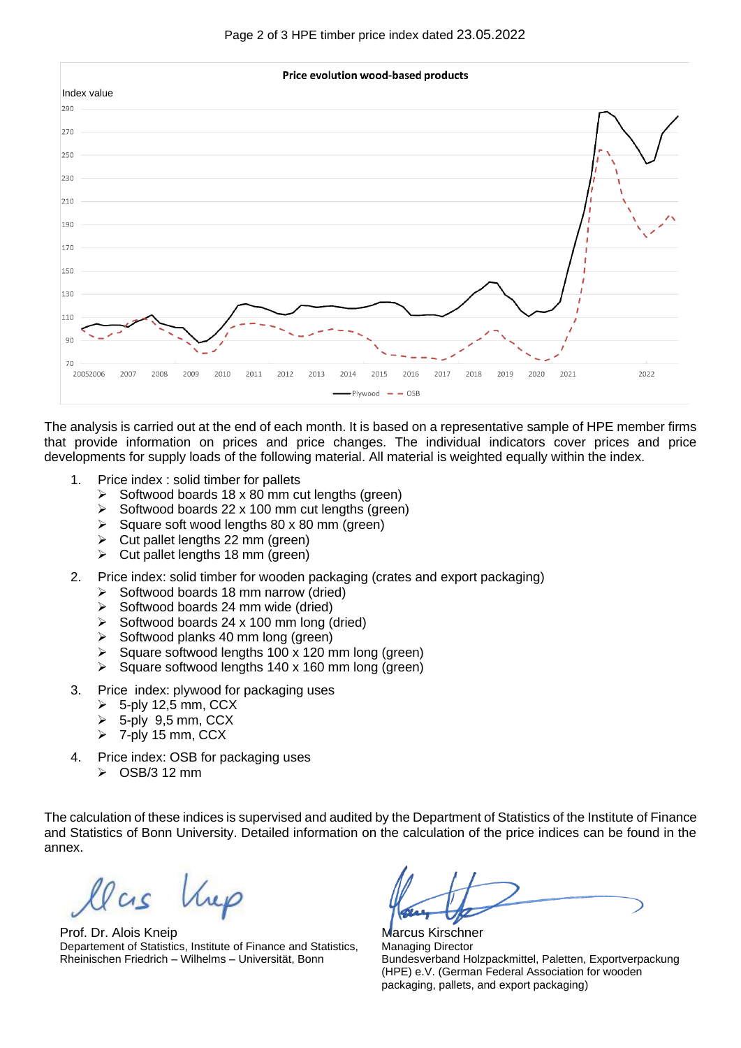The analysis is carried out at the end of each month. It is based on a representative sample of HPE member firms that provide information on prices and price changes. The individual indicators cover prices and price developments for supply loads of the following material. All material is weighted equally within the index.

1. Price index : solid timber for pallets
   - Softwood boards 18 x 80 mm cut lengths (green)
   - Softwood boards 22 x 100 mm cut lengths (green)
   - Square soft wood lengths 80 x 80 mm (green)
   - Cut pallet lengths 22 mm (green)
   - Cut pallet lengths 18 mm (green)

2. Price index: solid timber for wooden packaging (crates and export packaging)
   - Softwood boards 18 mm narrow (dried)
   - Softwood boards 24 mm wide (dried)
   - Softwood boards 24 x 100 mm long (dried)
   - Softwood planks 40 mm long (green)
   - Square softwood lengths 100 x 120 mm long (green)
   - Square softwood lengths 140 x 160 mm long (green)

3. Price index: plywood for packaging uses
   - 5-ply 12,5 mm, CCX
   - 5-ply 9,5 mm, CCX
   - 7-ply 15 mm, CCX

4. Price index: OSB for packaging uses
   - OSB/3 12 mm

The calculation of these indices is supervised and audited by the Department of Statistics of the Institute of Finance and Statistics of Bonn University. Detailed information on the calculation of the price indices can be found in the annex.

Prof. Dr. Alois Kneip
Departement of Statistics, Institute of Finance and Statistics, Rheinischen Friedrich – Wilhelms – Universität, Bonn

Marcus Kirschner
Managing Director
Bundesverband Holzpackmittel, Paletten, Exportverpackung (HPE) e.V. (German Federal Association for wooden packaging, pallets, and export packaging)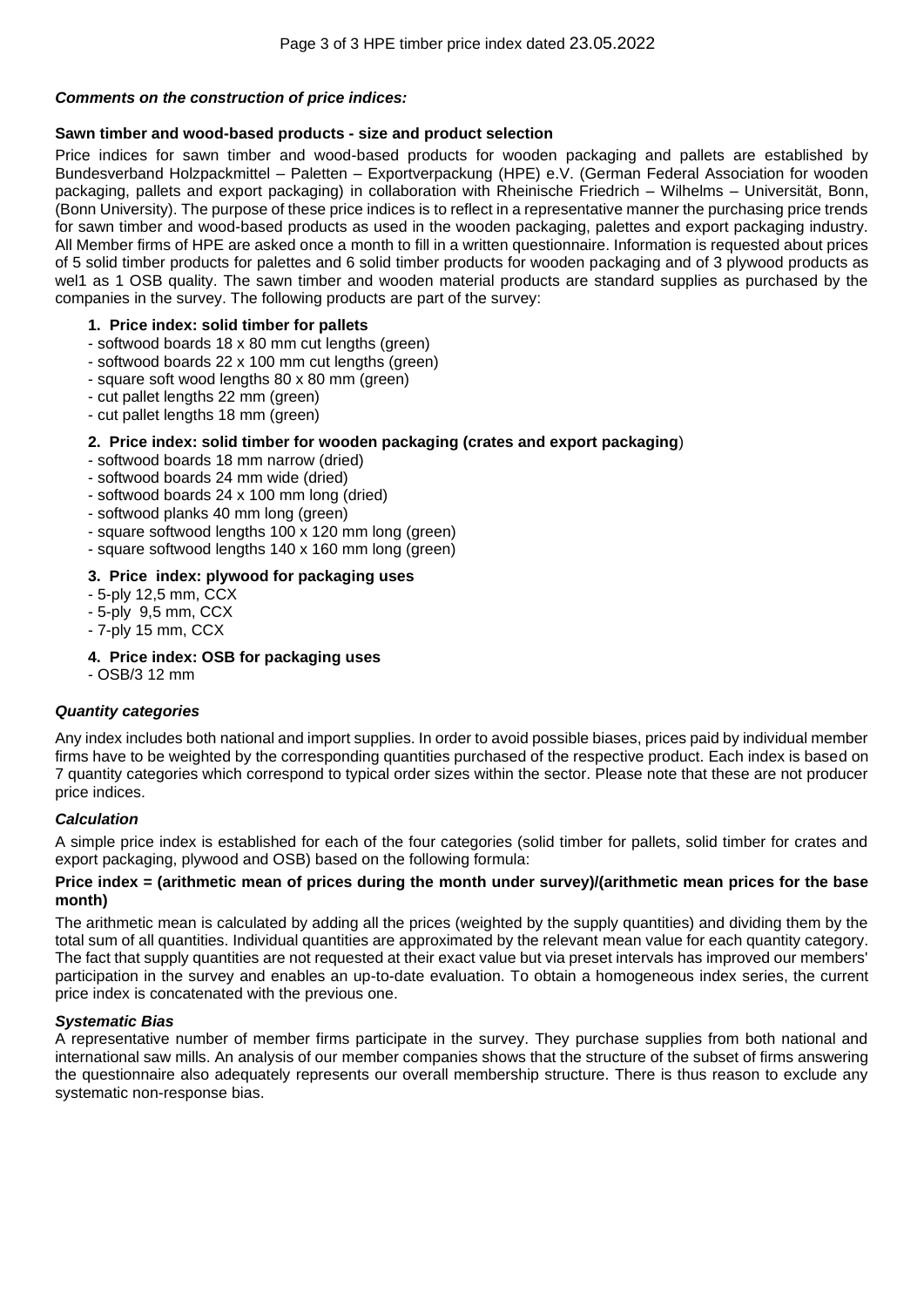### *Comments on the construction of price indices:*

**Sawn timber and wood-based products - size and product selection**

Price indices for sawn timber and wood-based products for wooden packaging and pallets are established by Bundesverband Holzpackmittel – Paletten – Exportverpackung (HPE) e.V. (German Federal Association for wooden packaging, pallets and export packaging) in collaboration with Rheinische Friedrich – Wilhelms – Universität, Bonn, (Bonn University). The purpose of these price indices is to reflect in a representative manner the purchasing price trends for sawn timber and wood-based products as used in the wooden packaging, palettes and export packaging industry. All Member firms of HPE are asked once a month to fill in a written questionnaire. Information is requested about prices of 5 solid timber products for palettes and 6 solid timber products for wooden packaging and of 3 plywood products as wel1 as 1 OSB quality. The sawn timber and wooden material products are standard supplies as purchased by the companies in the survey. The following products are part of the survey:

**1. Price index: solid timber for pallets**
- softwood boards 18 x 80 mm cut lengths (green)
- softwood boards 22 x 100 mm cut lengths (green)
- square soft wood lengths 80 x 80 mm (green)
- cut pallet lengths 22 mm (green)
- cut pallet lengths 18 mm (green)

**2. Price index: solid timber for wooden packaging (crates and export packaging**)
- softwood boards 18 mm narrow (dried)
- softwood boards 24 mm wide (dried)
- softwood boards 24 x 100 mm long (dried)
- softwood planks 40 mm long (green)
- square softwood lengths 100 x 120 mm long (green)
- square softwood lengths 140 x 160 mm long (green)

**3. Price index: plywood for packaging uses**
- 5-ply 12,5 mm, CCX
- 5-ply 9,5 mm, CCX
- 7-ply 15 mm, CCX

**4. Price index: OSB for packaging uses**
- OSB/3 12 mm

### *Quantity categories*

Any index includes both national and import supplies. In order to avoid possible biases, prices paid by individual member firms have to be weighted by the corresponding quantities purchased of the respective product. Each index is based on 7 quantity categories which correspond to typical order sizes within the sector. Please note that these are not producer price indices.

### *Calculation*

A simple price index is established for each of the four categories (solid timber for pallets, solid timber for crates and export packaging, plywood and OSB) based on the following formula:

**Price index = (arithmetic mean of prices during the month under survey)/(arithmetic mean prices for the base month)**

The arithmetic mean is calculated by adding all the prices (weighted by the supply quantities) and dividing them by the total sum of all quantities. Individual quantities are approximated by the relevant mean value for each quantity category. The fact that supply quantities are not requested at their exact value but via preset intervals has improved our members' participation in the survey and enables an up-to-date evaluation. To obtain a homogeneous index series, the current price index is concatenated with the previous one.

### *Systematic Bias*

A representative number of member firms participate in the survey. They purchase supplies from both national and international saw mills. An analysis of our member companies shows that the structure of the subset of firms answering the questionnaire also adequately represents our overall membership structure. There is thus reason to exclude any systematic non-response bias.